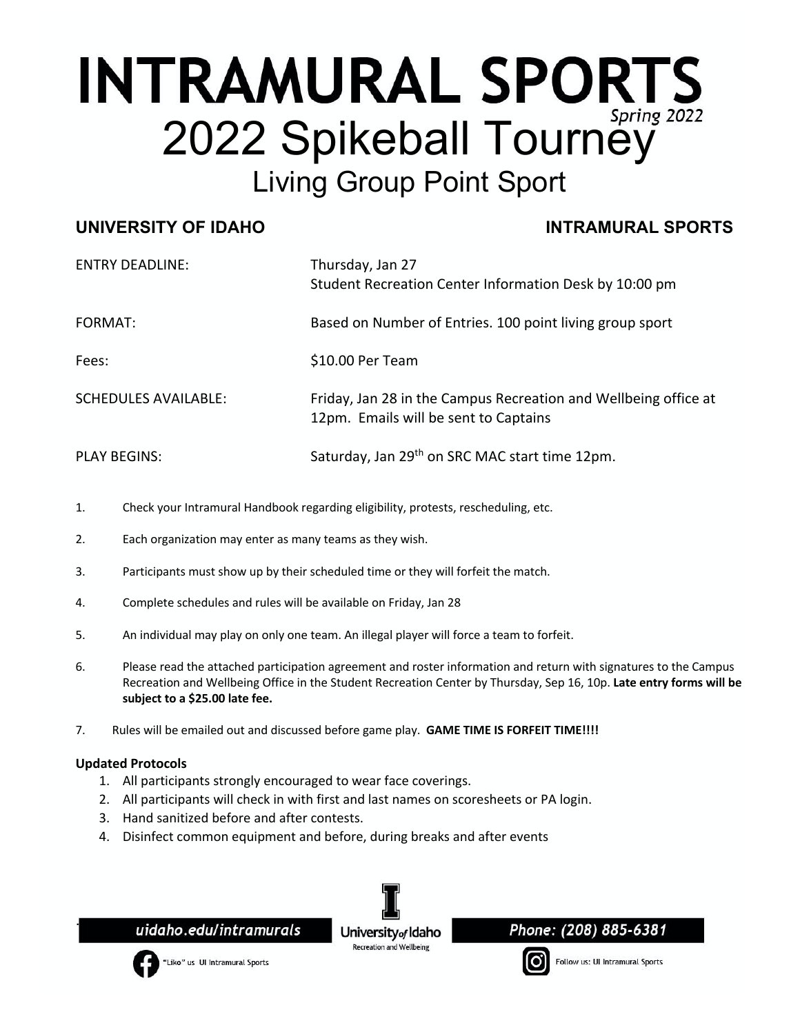# INTRAMURAL SPORTS

*Spring 2022*

# 2022 Spikeball Tourney

## Living Group Point Sport

**UNIVERSITY OF IDAHO** **INTRAMURAL SPORTS**

| | |
|---|---|
| ENTRY DEADLINE: | Thursday, Jan 27<br>Student Recreation Center Information Desk by 10:00 pm |
| FORMAT: | Based on Number of Entries. 100 point living group sport |
| Fees: | $10.00 Per Team |
| SCHEDULES AVAILABLE: | Friday, Jan 28 in the Campus Recreation and Wellbeing office at 12pm. Emails will be sent to Captains |
| PLAY BEGINS: | Saturday, Jan 29th on SRC MAC start time 12pm. |

1. Check your Intramural Handbook regarding eligibility, protests, rescheduling, etc.
2. Each organization may enter as many teams as they wish.
3. Participants must show up by their scheduled time or they will forfeit the match.
4. Complete schedules and rules will be available on Friday, Jan 28
5. An individual may play on only one team. An illegal player will force a team to forfeit.
6. Please read the attached participation agreement and roster information and return with signatures to the Campus Recreation and Wellbeing Office in the Student Recreation Center by Thursday, Sep 16, 10p. **Late entry forms will be subject to a $25.00 late fee.**
7. Rules will be emailed out and discussed before game play. **GAME TIME IS FORFEIT TIME!!!!**

**Updated Protocols**

1. All participants strongly encouraged to wear face coverings.
2. All participants will check in with first and last names on scoresheets or PA login.
3. Hand sanitized before and after contests.
4. Disinfect common equipment and before, during breaks and after events

uidaho.edu/intramurals

University of Idaho Recreation and Wellbeing

Phone: (208) 885-6381

"Like" us UI Intramural Sports

Follow us: UI Intramural Sports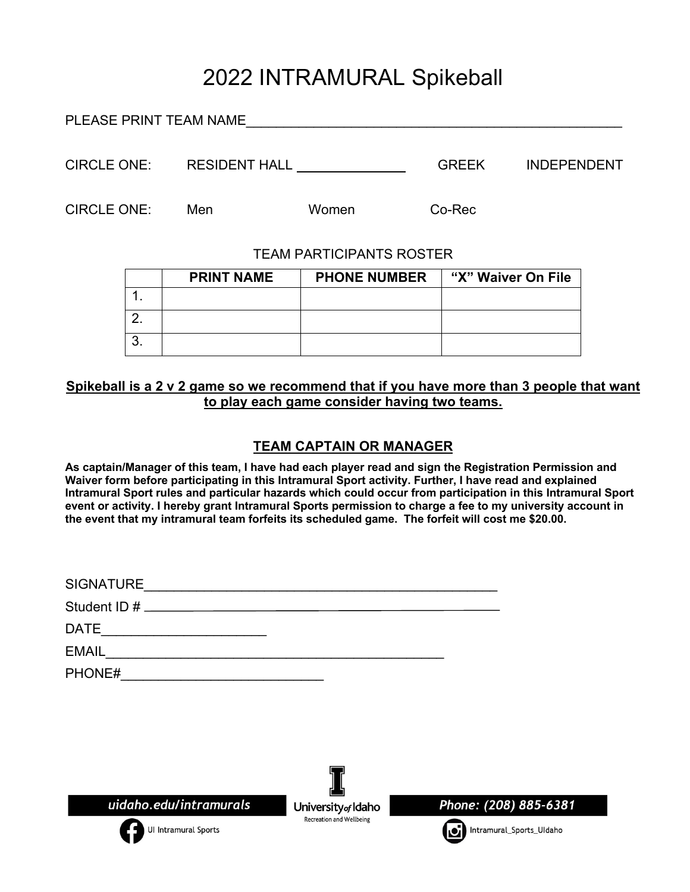# 2022 INTRAMURAL Spikeball

PLEASE PRINT TEAM NAME________________________________________________

CIRCLE ONE: RESIDENT HALL ______________ GREEK INDEPENDENT

CIRCLE ONE: Men Women Co-Rec

TEAM PARTICIPANTS ROSTER

| | PRINT NAME | PHONE NUMBER | "X" Waiver On File |
|---|---|---|---|
| 1. | | | |
| 2. | | | |
| 3. | | | |

**Spikeball is a 2 v 2 game so we recommend that if you have more than 3 people that want to play each game consider having two teams.**

## TEAM CAPTAIN OR MANAGER

**As captain/Manager of this team, I have had each player read and sign the Registration Permission and Waiver form before participating in this Intramural Sport activity. Further, I have read and explained Intramural Sport rules and particular hazards which could occur from participation in this Intramural Sport event or activity. I hereby grant Intramural Sports permission to charge a fee to my university account in the event that my intramural team forfeits its scheduled game. The forfeit will cost me $20.00.**

SIGNATURE_____________________________________________

Student ID # ___________________________________________

DATE_____________________

EMAIL___________________________________________

PHONE#_________________________

*uidaho.edu/intramurals*

UI Intramural Sports

University of Idaho Recreation and Wellbeing

*Phone: (208) 885-6381*

Intramural_Sports_UIdaho